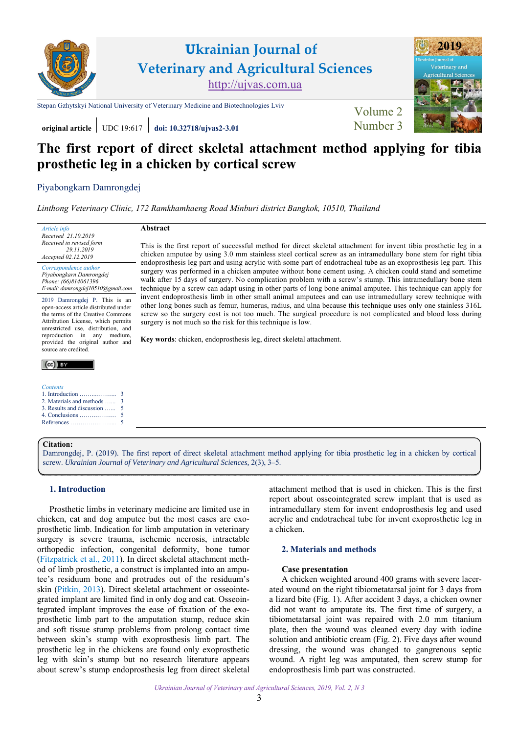# Ukrainian Journal of Veterinary and Agricultural Sciences

http://ujvas.com.ua

Stepan Gzhytskyi National University of Veterinary Medicine and Biotechnologies Lviv

**original article** | UDC 19:617 | **doi: 10.32718/ujvas2-3.01**

Volume 2 Number 3

# The first report of direct skeletal attachment method applying for tibia prosthetic leg in a chicken by cortical screw

Piyabongkarn Damrongdej

*Linthong Veterinary Clinic, 172 Ramkhamhaeng Road Minburi district Bangkok, 10510, Thailand*

*Article info*
*Received 21.10.2019*
*Received in revised form 29.11.2019*
*Accepted 02.12.2019*

*Correspondence author*
*Piyabongkarn Damrongdej*
*Phone: (66)814061396*
*E-mail: damrongdej10510@gmail.com*

2019 Damrongdej P. This is an open-access article distributed under the terms of the Creative Commons Attribution License, which permits unrestricted use, distribution, and reproduction in any medium, provided the original author and source are credited.

*Contents*
1. Introduction ........................ 3
2. Materials and methods ...... 3
3. Results and discussion ...... 5
4. Conclusions ..................... 5
References ........................... 5

**Abstract**

This is the first report of successful method for direct skeletal attachment for invent tibia prosthetic leg in a chicken amputee by using 3.0 mm stainless steel cortical screw as an intramedullary bone stem for right tibia endoprosthesis leg part and using acrylic with some part of endotracheal tube as an exoprosthesis leg part. This surgery was performed in a chicken amputee without bone cement using. A chicken could stand and sometime walk after 15 days of surgery. No complication problem with a screw's stump. This intramedullary bone stem technique by a screw can adapt using in other parts of long bone animal amputee. This technique can apply for invent endoprosthesis limb in other small animal amputees and can use intramedullary screw technique with other long bones such as femur, humerus, radius, and ulna because this technique uses only one stainless 316L screw so the surgery cost is not too much. The surgical procedure is not complicated and blood loss during surgery is not much so the risk for this technique is low.

**Key words**: chicken, endoprosthesis leg, direct skeletal attachment.

**Citation:**
Damrongdej, P. (2019). The first report of direct skeletal attachment method applying for tibia prosthetic leg in a chicken by cortical screw. *Ukrainian Journal of Veterinary and Agricultural Sciences*, 2(3), 3–5.

## 1. Introduction

Prosthetic limbs in veterinary medicine are limited use in chicken, cat and dog amputee but the most cases are exoprosthetic limb. Indication for limb amputation in veterinary surgery is severe trauma, ischemic necrosis, intractable orthopedic infection, congenital deformity, bone tumor (Fitzpatrick et al., 2011). In direct skeletal attachment method of limb prosthetic, a construct is implanted into an amputee's residuum bone and protrudes out of the residuum's skin (Pitkin, 2013). Direct skeletal attachment or osseointegrated implant are limited find in only dog and cat. Osseointegrated implant improves the ease of fixation of the exoprosthetic limb part to the amputation stump, reduce skin and soft tissue stump problems from prolong contact time between skin's stump with exoprosthesis limb part. The prosthetic leg in the chickens are found only exoprosthetic leg with skin's stump but no research literature appears about screw's stump endoprosthesis leg from direct skeletal attachment method that is used in chicken. This is the first report about osseointegrated screw implant that is used as intramedullary stem for invent endoprosthesis leg and used acrylic and endotracheal tube for invent exoprosthetic leg in a chicken.

## 2. Materials and methods

**Case presentation**

A chicken weighted around 400 grams with severe lacerated wound on the right tibiometatarsal joint for 3 days from a lizard bite (Fig. 1). After accident 3 days, a chicken owner did not want to amputate its. The first time of surgery, a tibiometatarsal joint was repaired with 2.0 mm titanium plate, then the wound was cleaned every day with iodine solution and antibiotic cream (Fig. 2). Five days after wound dressing, the wound was changed to gangrenous septic wound. A right leg was amputated, then screw stump for endoprosthesis limb part was constructed.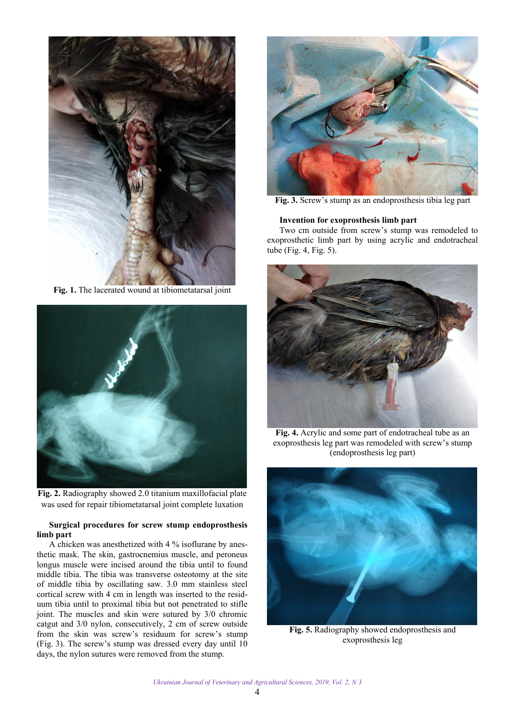Fig. 1. The lacerated wound at tibiometatarsal joint

Fig. 2. Radiography showed 2.0 titanium maxillofacial plate was used for repair tibiometatarsal joint complete luxation

**Surgical procedures for screw stump endoprosthesis limb part**

A chicken was anesthetized with 4 % isoflurane by anesthetic mask. The skin, gastrocnemius muscle, and peroneus longus muscle were incised around the tibia until to found middle tibia. The tibia was transverse osteotomy at the site of middle tibia by oscillating saw. 3.0 mm stainless steel cortical screw with 4 cm in length was inserted to the residuum tibia until to proximal tibia but not penetrated to stifle joint. The muscles and skin were sutured by 3/0 chromic catgut and 3/0 nylon, consecutively, 2 cm of screw outside from the skin was screw's residuum for screw's stump (Fig. 3). The screw's stump was dressed every day until 10 days, the nylon sutures were removed from the stump.

Fig. 3. Screw's stump as an endoprosthesis tibia leg part

**Invention for exoprosthesis limb part**

Two cm outside from screw's stump was remodeled to exoprosthetic limb part by using acrylic and endotracheal tube (Fig. 4, Fig. 5).

Fig. 4. Acrylic and some part of endotracheal tube as an exoprosthesis leg part was remodeled with screw's stump (endoprosthesis leg part)

Fig. 5. Radiography showed endoprosthesis and exoprosthesis leg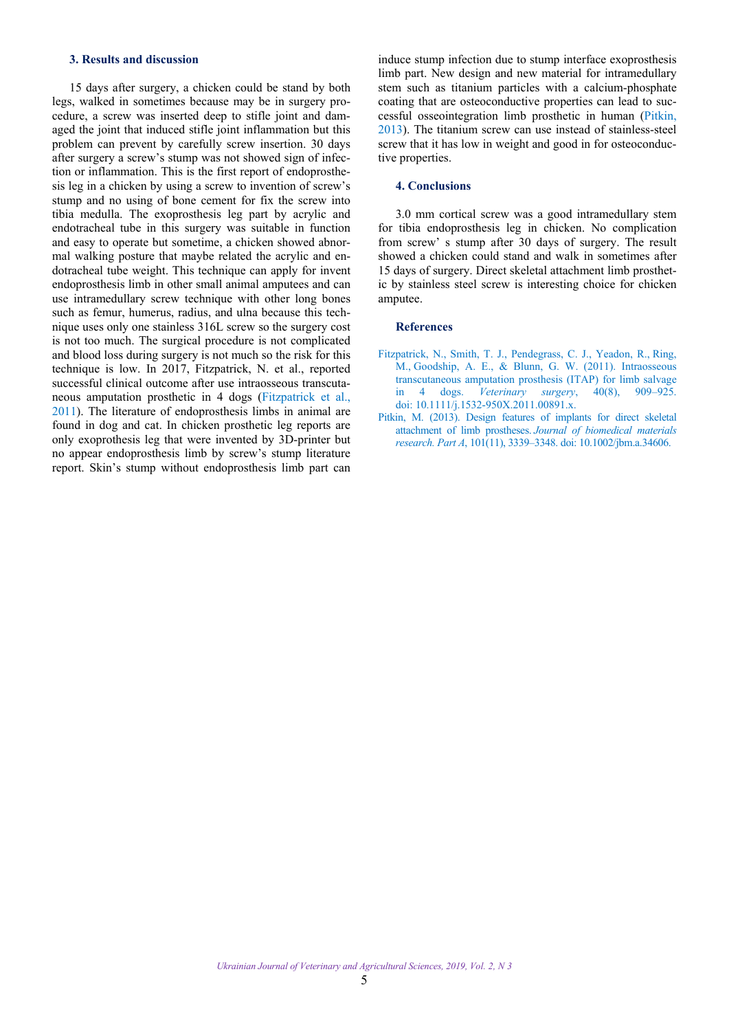## 3. Results and discussion

15 days after surgery, a chicken could be stand by both legs, walked in sometimes because may be in surgery procedure, a screw was inserted deep to stifle joint and damaged the joint that induced stifle joint inflammation but this problem can prevent by carefully screw insertion. 30 days after surgery a screw's stump was not showed sign of infection or inflammation. This is the first report of endoprosthesis leg in a chicken by using a screw to invention of screw's stump and no using of bone cement for fix the screw into tibia medulla. The exoprosthesis leg part by acrylic and endotracheal tube in this surgery was suitable in function and easy to operate but sometime, a chicken showed abnormal walking posture that maybe related the acrylic and endotracheal tube weight. This technique can apply for invent endoprosthesis limb in other small animal amputees and can use intramedullary screw technique with other long bones such as femur, humerus, radius, and ulna because this technique uses only one stainless 316L screw so the surgery cost is not too much. The surgical procedure is not complicated and blood loss during surgery is not much so the risk for this technique is low. In 2017, Fitzpatrick, N. et al., reported successful clinical outcome after use intraosseous transcutaneous amputation prosthetic in 4 dogs (Fitzpatrick et al., 2011). The literature of endoprosthesis limbs in animal are found in dog and cat. In chicken prosthetic leg reports are only exoprothesis leg that were invented by 3D-printer but no appear endoprosthesis limb by screw's stump literature report. Skin's stump without endoprosthesis limb part can induce stump infection due to stump interface exoprosthesis limb part. New design and new material for intramedullary stem such as titanium particles with a calcium-phosphate coating that are osteoconductive properties can lead to successful osseointegration limb prosthetic in human (Pitkin, 2013). The titanium screw can use instead of stainless-steel screw that it has low in weight and good in for osteoconductive properties.

## 4. Conclusions

3.0 mm cortical screw was a good intramedullary stem for tibia endoprosthesis leg in chicken. No complication from screw' s stump after 30 days of surgery. The result showed a chicken could stand and walk in sometimes after 15 days of surgery. Direct skeletal attachment limb prosthetic by stainless steel screw is interesting choice for chicken amputee.

## References

Fitzpatrick, N., Smith, T. J., Pendegrass, C. J., Yeadon, R., Ring, M., Goodship, A. E., & Blunn, G. W. (2011). Intraosseous transcutaneous amputation prosthesis (ITAP) for limb salvage in 4 dogs. *Veterinary surgery*, 40(8), 909–925. doi: 10.1111/j.1532-950X.2011.00891.x.

Pitkin, M. (2013). Design features of implants for direct skeletal attachment of limb prostheses. *Journal of biomedical materials research. Part A*, 101(11), 3339–3348. doi: 10.1002/jbm.a.34606.